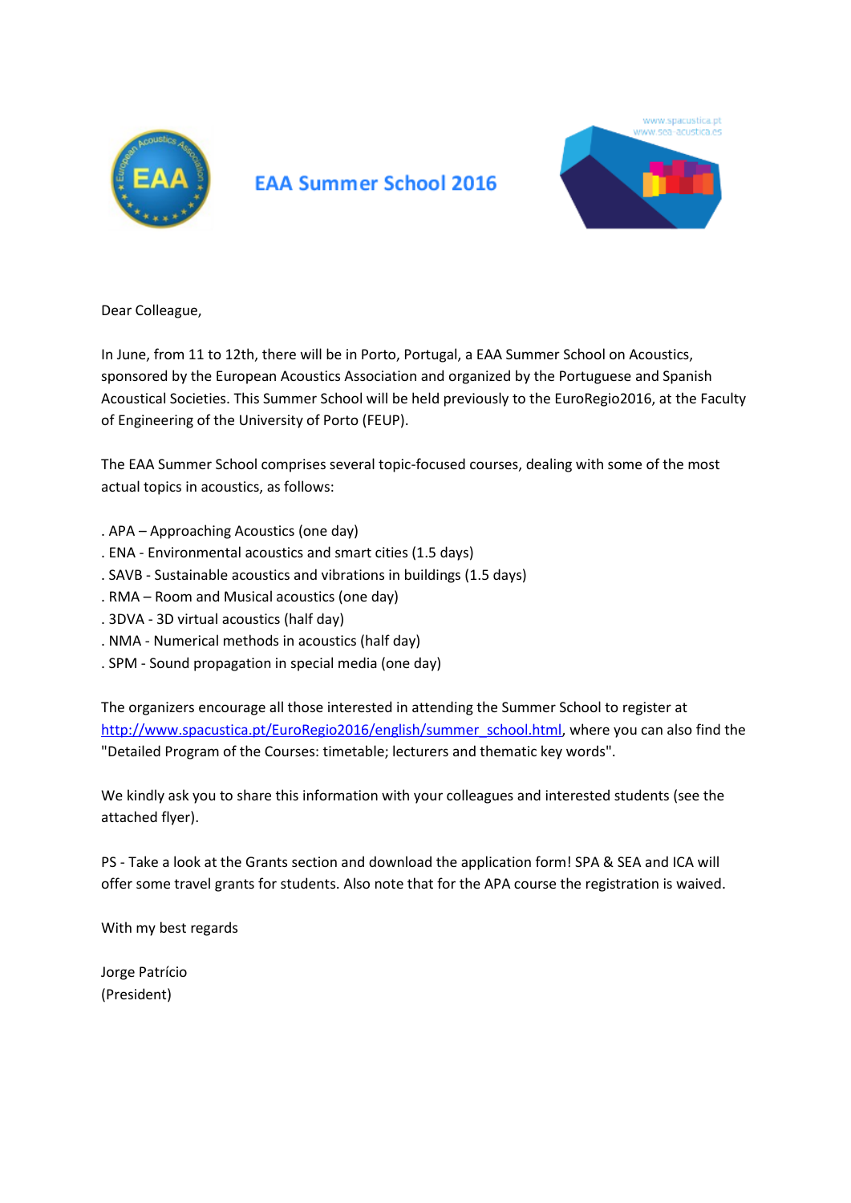# EAA Summer School 2016

Dear Colleague,

In June, from 11 to 12th, there will be in Porto, Portugal, a EAA Summer School on Acoustics, sponsored by the European Acoustics Association and organized by the Portuguese and Spanish Acoustical Societies. This Summer School will be held previously to the EuroRegio2016, at the Faculty of Engineering of the University of Porto (FEUP).

The EAA Summer School comprises several topic-focused courses, dealing with some of the most actual topics in acoustics, as follows:

. APA – Approaching Acoustics (one day)
. ENA - Environmental acoustics and smart cities (1.5 days)
. SAVB - Sustainable acoustics and vibrations in buildings (1.5 days)
. RMA – Room and Musical acoustics (one day)
. 3DVA - 3D virtual acoustics (half day)
. NMA - Numerical methods in acoustics (half day)
. SPM - Sound propagation in special media (one day)

The organizers encourage all those interested in attending the Summer School to register at http://www.spacustica.pt/EuroRegio2016/english/summer_school.html, where you can also find the "Detailed Program of the Courses: timetable; lecturers and thematic key words".

We kindly ask you to share this information with your colleagues and interested students (see the attached flyer).

PS - Take a look at the Grants section and download the application form! SPA & SEA and ICA will offer some travel grants for students. Also note that for the APA course the registration is waived.

With my best regards

Jorge Patrício
(President)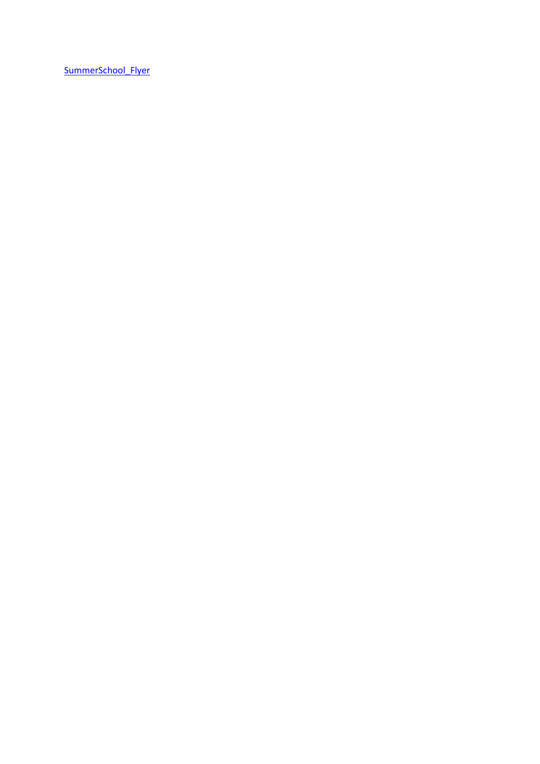[SummerSchool_Flyer]()